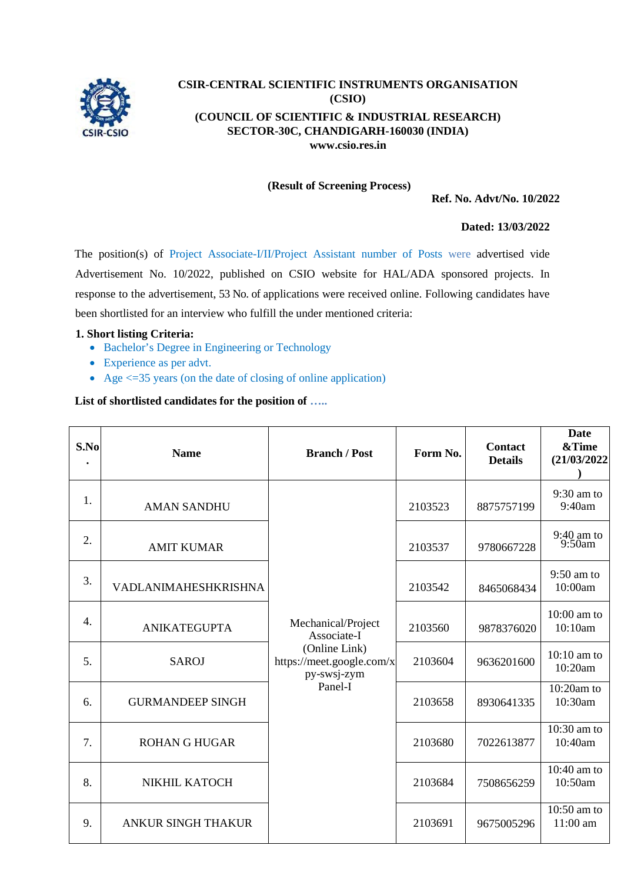**CSIR-CENTRAL SCIENTIFIC INSTRUMENTS ORGANISATION (CSIO)**

**(COUNCIL OF SCIENTIFIC & INDUSTRIAL RESEARCH)**
**SECTOR-30C, CHANDIGARH-160030 (INDIA)**
**www.csio.res.in**

**(Result of Screening Process)**

**Ref. No. Advt/No. 10/2022**

**Dated: 13/03/2022**

The position(s) of Project Associate-I/II/Project Assistant number of Posts were advertised vide Advertisement No. 10/2022, published on CSIO website for HAL/ADA sponsored projects. In response to the advertisement, 53 No. of applications were received online. Following candidates have been shortlisted for an interview who fulfill the under mentioned criteria:

**1. Short listing Criteria:**

- Bachelor's Degree in Engineering or Technology
- Experience as per advt.
- Age <=35 years (on the date of closing of online application)

**List of shortlisted candidates for the position of .....**

| S.No. | Name | Branch / Post | Form No. | Contact Details | Date &Time (21/03/2022) |
|---|---|---|---|---|---|
| 1. | AMAN SANDHU | Mechanical/Project Associate-I (Online Link) https://meet.google.com/xpy-swsj-zym Panel-I | 2103523 | 8875757199 | 9:30 am to 9:40am |
| 2. | AMIT KUMAR | | 2103537 | 9780667228 | 9:40 am to 9:50am |
| 3. | VADLANIMAHESHKRISHNA | | 2103542 | 8465068434 | 9:50 am to 10:00am |
| 4. | ANIKATEGUPTA | | 2103560 | 9878376020 | 10:00 am to 10:10am |
| 5. | SAROJ | | 2103604 | 9636201600 | 10:10 am to 10:20am |
| 6. | GURMANDEEP SINGH | | 2103658 | 8930641335 | 10:20am to 10:30am |
| 7. | ROHAN G HUGAR | | 2103680 | 7022613877 | 10:30 am to 10:40am |
| 8. | NIKHIL KATOCH | | 2103684 | 7508656259 | 10:40 am to 10:50am |
| 9. | ANKUR SINGH THAKUR | | 2103691 | 9675005296 | 10:50 am to 11:00 am |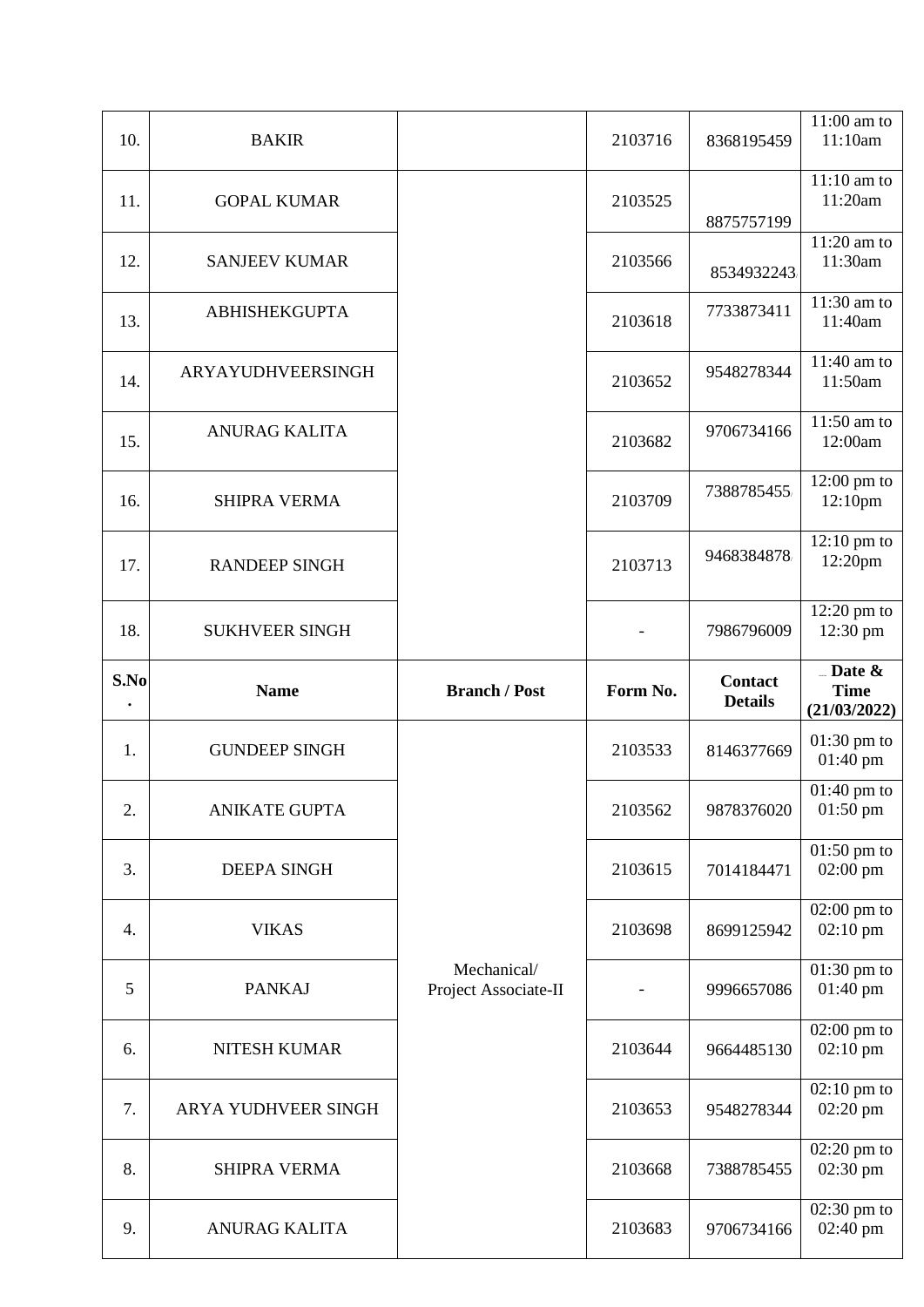| 10. | BAKIR | | 2103716 | 8368195459 | 11:00 am to 11:10am |
|---|---|---|---|---|---|
| 11. | GOPAL KUMAR | | 2103525 | 8875757199 | 11:10 am to 11:20am |
| 12. | SANJEEV KUMAR | | 2103566 | 8534932243 | 11:20 am to 11:30am |
| 13. | ABHISHEKGUPTA | | 2103618 | 7733873411 | 11:30 am to 11:40am |
| 14. | ARYAYUDHVEERSINGH | | 2103652 | 9548278344 | 11:40 am to 11:50am |
| 15. | ANURAG KALITA | | 2103682 | 9706734166 | 11:50 am to 12:00am |
| 16. | SHIPRA VERMA | | 2103709 | 7388785455 | 12:00 pm to 12:10pm |
| 17. | RANDEEP SINGH | | 2103713 | 9468384878 | 12:10 pm to 12:20pm |
| 18. | SUKHVEER SINGH | | - | 7986796009 | 12:20 pm to 12:30 pm |

| S.No. | Name | Branch / Post | Form No. | Contact Details | Date & Time (21/03/2022) |
|---|---|---|---|---|---|
| 1. | GUNDEEP SINGH | Mechanical/ Project Associate-II | 2103533 | 8146377669 | 01:30 pm to 01:40 pm |
| 2. | ANIKATE GUPTA | | 2103562 | 9878376020 | 01:40 pm to 01:50 pm |
| 3. | DEEPA SINGH | | 2103615 | 7014184471 | 01:50 pm to 02:00 pm |
| 4. | VIKAS | | 2103698 | 8699125942 | 02:00 pm to 02:10 pm |
| 5 | PANKAJ | | - | 9996657086 | 01:30 pm to 01:40 pm |
| 6. | NITESH KUMAR | | 2103644 | 9664485130 | 02:00 pm to 02:10 pm |
| 7. | ARYA YUDHVEER SINGH | | 2103653 | 9548278344 | 02:10 pm to 02:20 pm |
| 8. | SHIPRA VERMA | | 2103668 | 7388785455 | 02:20 pm to 02:30 pm |
| 9. | ANURAG KALITA | | 2103683 | 9706734166 | 02:30 pm to 02:40 pm |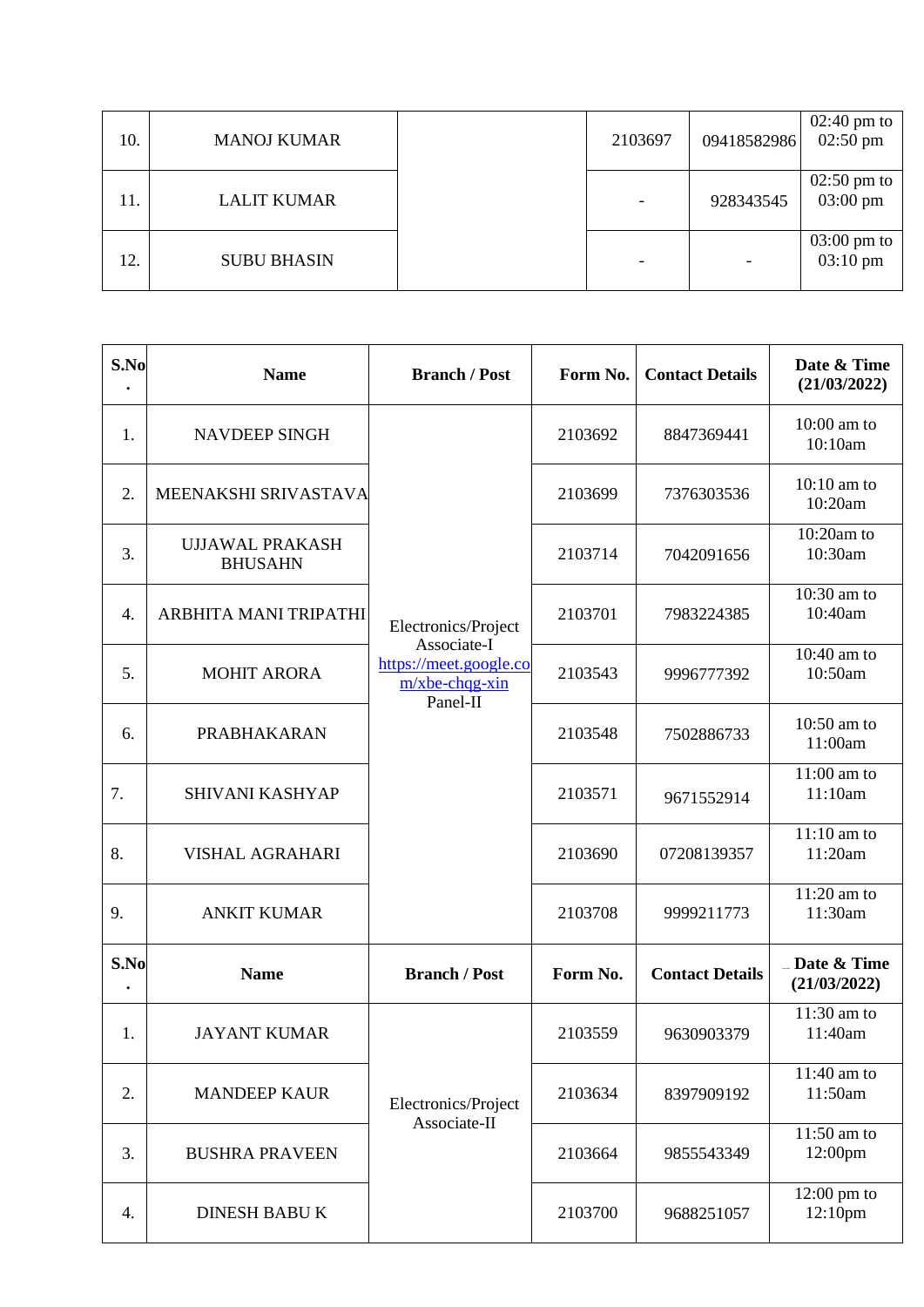| | | | | | |
|---|---|---|---|---|---|
| 10. | MANOJ KUMAR | | 2103697 | 09418582986 | 02:40 pm to 02:50 pm |
| 11. | LALIT KUMAR | | - | 928343545 | 02:50 pm to 03:00 pm |
| 12. | SUBU BHASIN | | - | - | 03:00 pm to 03:10 pm |

| S.No. | Name | Branch / Post | Form No. | Contact Details | Date & Time (21/03/2022) |
|---|---|---|---|---|---|
| 1. | NAVDEEP SINGH | Electronics/Project Associate-I https://meet.google.com/xbe-chqg-xin Panel-II | 2103692 | 8847369441 | 10:00 am to 10:10am |
| 2. | MEENAKSHI SRIVASTAVA | | 2103699 | 7376303536 | 10:10 am to 10:20am |
| 3. | UJJAWAL PRAKASH BHUSAHN | | 2103714 | 7042091656 | 10:20am to 10:30am |
| 4. | ARBHITA MANI TRIPATHI | | 2103701 | 7983224385 | 10:30 am to 10:40am |
| 5. | MOHIT ARORA | | 2103543 | 9996777392 | 10:40 am to 10:50am |
| 6. | PRABHAKARAN | | 2103548 | 7502886733 | 10:50 am to 11:00am |
| 7. | SHIVANI KASHYAP | | 2103571 | 9671552914 | 11:00 am to 11:10am |
| 8. | VISHAL AGRAHARI | | 2103690 | 07208139357 | 11:10 am to 11:20am |
| 9. | ANKIT KUMAR | | 2103708 | 9999211773 | 11:20 am to 11:30am |

| S.No. | Name | Branch / Post | Form No. | Contact Details | Date & Time (21/03/2022) |
|---|---|---|---|---|---|
| 1. | JAYANT KUMAR | Electronics/Project Associate-II | 2103559 | 9630903379 | 11:30 am to 11:40am |
| 2. | MANDEEP KAUR | | 2103634 | 8397909192 | 11:40 am to 11:50am |
| 3. | BUSHRA PRAVEEN | | 2103664 | 9855543349 | 11:50 am to 12:00pm |
| 4. | DINESH BABU K | | 2103700 | 9688251057 | 12:00 pm to 12:10pm |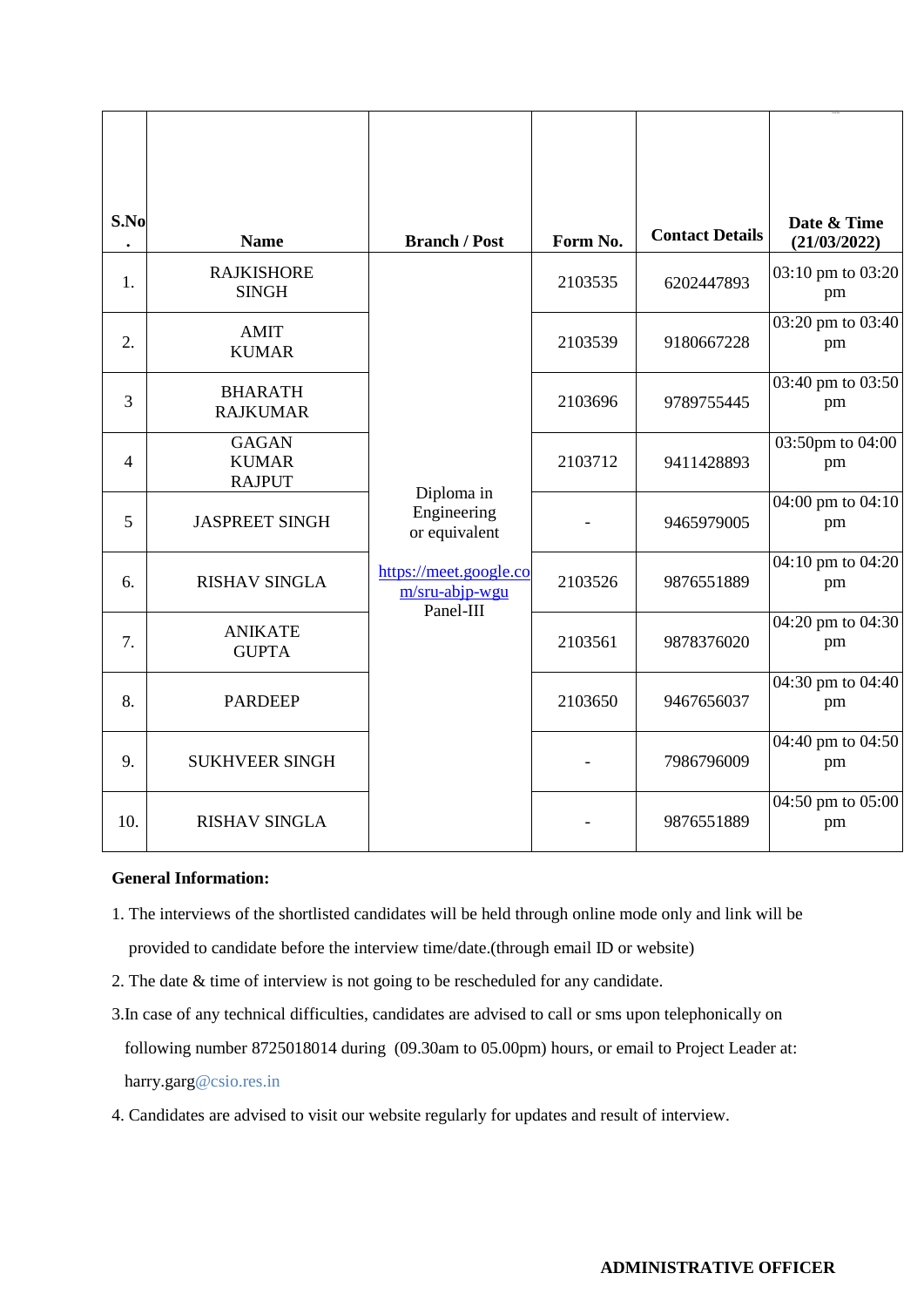| S.No. | Name | Branch / Post | Form No. | Contact Details | Date & Time (21/03/2022) |
|---|---|---|---|---|---|
| 1. | RAJKISHORE SINGH | Diploma in Engineering or equivalent https://meet.google.com/sru-abjp-wgu Panel-III | 2103535 | 6202447893 | 03:10 pm to 03:20 pm |
| 2. | AMIT KUMAR | | 2103539 | 9180667228 | 03:20 pm to 03:40 pm |
| 3 | BHARATH RAJKUMAR | | 2103696 | 9789755445 | 03:40 pm to 03:50 pm |
| 4 | GAGAN KUMAR RAJPUT | | 2103712 | 9411428893 | 03:50pm to 04:00 pm |
| 5 | JASPREET SINGH | | - | 9465979005 | 04:00 pm to 04:10 pm |
| 6. | RISHAV SINGLA | | 2103526 | 9876551889 | 04:10 pm to 04:20 pm |
| 7. | ANIKATE GUPTA | | 2103561 | 9878376020 | 04:20 pm to 04:30 pm |
| 8. | PARDEEP | | 2103650 | 9467656037 | 04:30 pm to 04:40 pm |
| 9. | SUKHVEER SINGH | | - | 7986796009 | 04:40 pm to 04:50 pm |
| 10. | RISHAV SINGLA | | - | 9876551889 | 04:50 pm to 05:00 pm |

**General Information:**

1. The interviews of the shortlisted candidates will be held through online mode only and link will be provided to candidate before the interview time/date.(through email ID or website)
2. The date & time of interview is not going to be rescheduled for any candidate.
3. In case of any technical difficulties, candidates are advised to call or sms upon telephonically on following number 8725018014 during (09.30am to 05.00pm) hours, or email to Project Leader at: harry.garg@csio.res.in
4. Candidates are advised to visit our website regularly for updates and result of interview.

**ADMINISTRATIVE OFFICER**